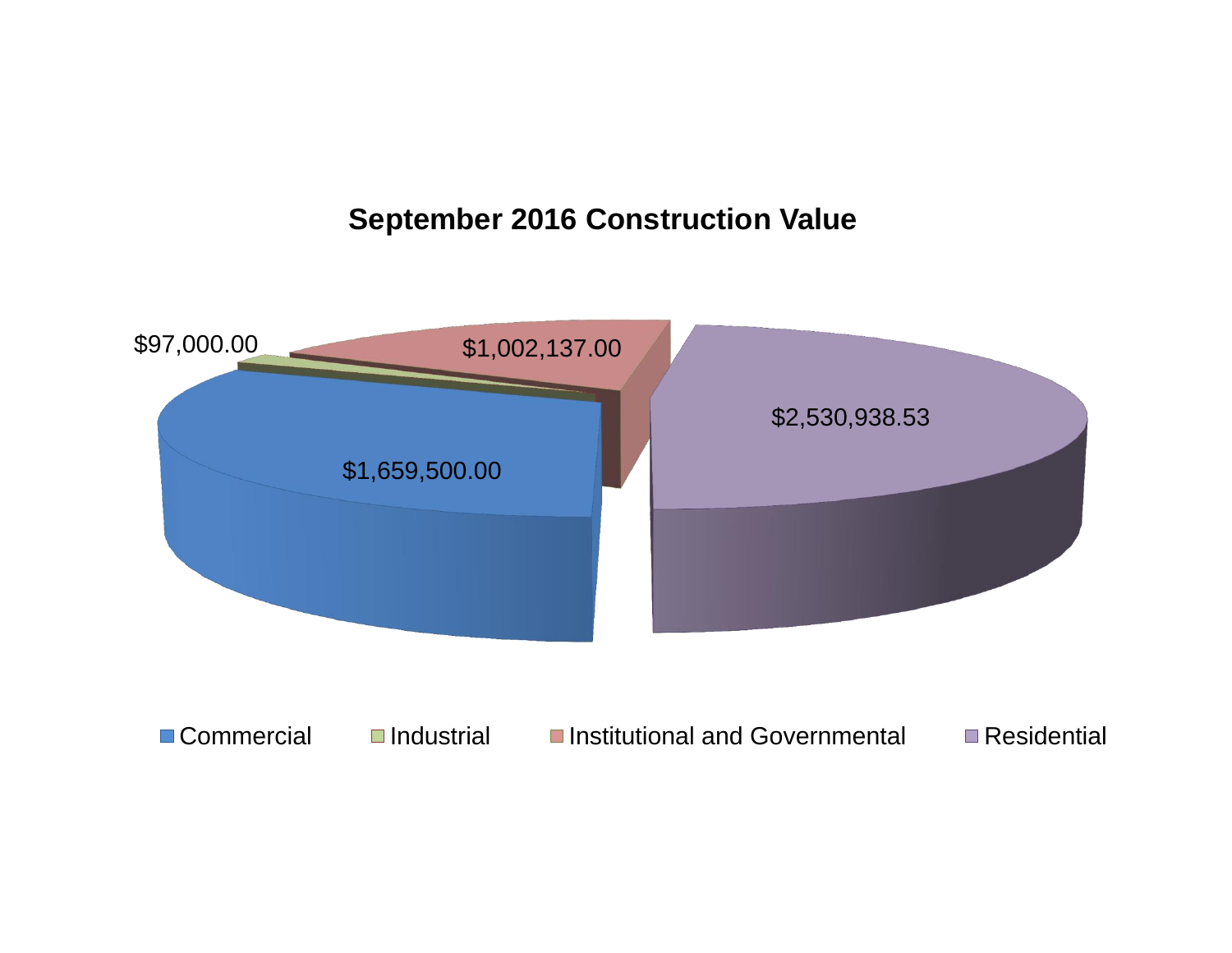# September 2016 Construction Value

$97,000.00

$1,002,137.00

$2,530,938.53

$1,659,500.00

Commercial  Industrial  Institutional and Governmental  Residential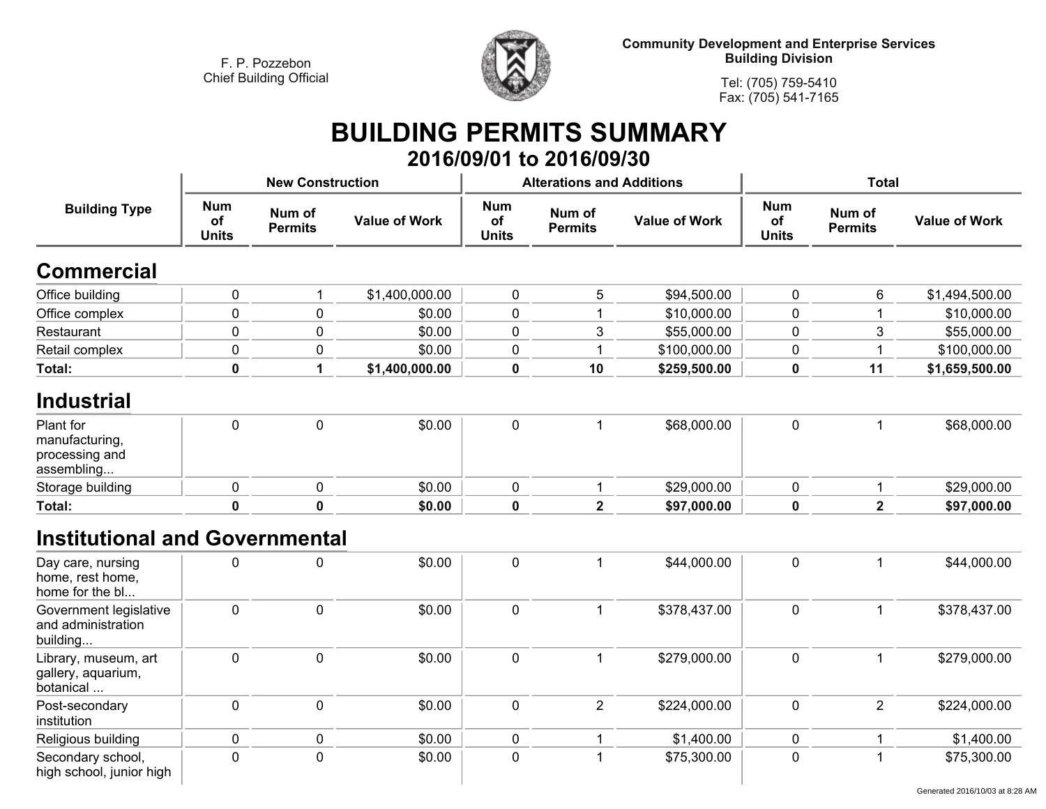F. P. Pozzebon
Chief Building Official

Community Development and Enterprise Services
Building Division

Tel: (705) 759-5410
Fax: (705) 541-7165

# BUILDING PERMITS SUMMARY

## 2016/09/01 to 2016/09/30

| Building Type | New Construction | | | Alterations and Additions | | | Total | | |
|---|---|---|---|---|---|---|---|---|---|
| | Num of Units | Num of Permits | Value of Work | Num of Units | Num of Permits | Value of Work | Num of Units | Num of Permits | Value of Work |
| **Commercial** | | | | | | | | | |
| Office building | 0 | 1 | $1,400,000.00 | 0 | 5 | $94,500.00 | 0 | 6 | $1,494,500.00 |
| Office complex | 0 | 0 | $0.00 | 0 | 1 | $10,000.00 | 0 | 1 | $10,000.00 |
| Restaurant | 0 | 0 | $0.00 | 0 | 3 | $55,000.00 | 0 | 3 | $55,000.00 |
| Retail complex | 0 | 0 | $0.00 | 0 | 1 | $100,000.00 | 0 | 1 | $100,000.00 |
| **Total:** | **0** | **1** | **$1,400,000.00** | **0** | **10** | **$259,500.00** | **0** | **11** | **$1,659,500.00** |
| **Industrial** | | | | | | | | | |
| Plant for manufacturing, processing and assembling... | 0 | 0 | $0.00 | 0 | 1 | $68,000.00 | 0 | 1 | $68,000.00 |
| Storage building | 0 | 0 | $0.00 | 0 | 1 | $29,000.00 | 0 | 1 | $29,000.00 |
| **Total:** | **0** | **0** | **$0.00** | **0** | **2** | **$97,000.00** | **0** | **2** | **$97,000.00** |
| **Institutional and Governmental** | | | | | | | | | |
| Day care, nursing home, rest home, home for the bl... | 0 | 0 | $0.00 | 0 | 1 | $44,000.00 | 0 | 1 | $44,000.00 |
| Government legislative and administration building... | 0 | 0 | $0.00 | 0 | 1 | $378,437.00 | 0 | 1 | $378,437.00 |
| Library, museum, art gallery, aquarium, botanical ... | 0 | 0 | $0.00 | 0 | 1 | $279,000.00 | 0 | 1 | $279,000.00 |
| Post-secondary institution | 0 | 0 | $0.00 | 0 | 2 | $224,000.00 | 0 | 2 | $224,000.00 |
| Religious building | 0 | 0 | $0.00 | 0 | 1 | $1,400.00 | 0 | 1 | $1,400.00 |
| Secondary school, high school, junior high | 0 | 0 | $0.00 | 0 | 1 | $75,300.00 | 0 | 1 | $75,300.00 |

Generated 2016/10/03 at 8:28 AM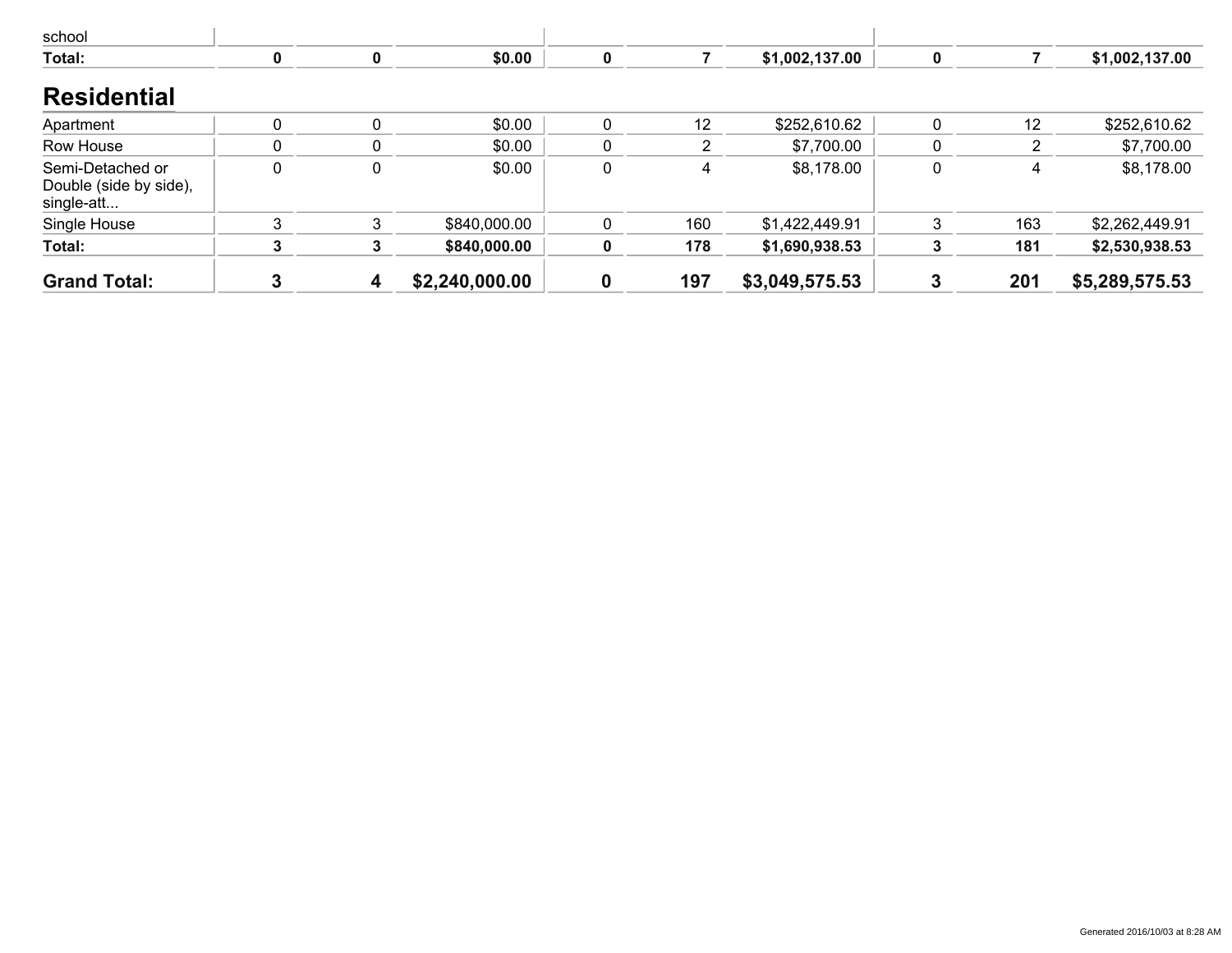| | | | | | | | | | |
|---|---|---|---|---|---|---|---|---|---|
| school | | | | | | | | | |
| **Total:** | **0** | **0** | **$0.00** | **0** | **7** | **$1,002,137.00** | **0** | **7** | **$1,002,137.00** |

## Residential

| | | | | | | | | | |
|---|---|---|---|---|---|---|---|---|---|
| Apartment | 0 | 0 | $0.00 | 0 | 12 | $252,610.62 | 0 | 12 | $252,610.62 |
| Row House | 0 | 0 | $0.00 | 0 | 2 | $7,700.00 | 0 | 2 | $7,700.00 |
| Semi-Detached or Double (side by side), single-att... | 0 | 0 | $0.00 | 0 | 4 | $8,178.00 | 0 | 4 | $8,178.00 |
| Single House | 3 | 3 | $840,000.00 | 0 | 160 | $1,422,449.91 | 3 | 163 | $2,262,449.91 |
| **Total:** | **3** | **3** | **$840,000.00** | **0** | **178** | **$1,690,938.53** | **3** | **181** | **$2,530,938.53** |
| **Grand Total:** | **3** | **4** | **$2,240,000.00** | **0** | **197** | **$3,049,575.53** | **3** | **201** | **$5,289,575.53** |

Generated 2016/10/03 at 8:28 AM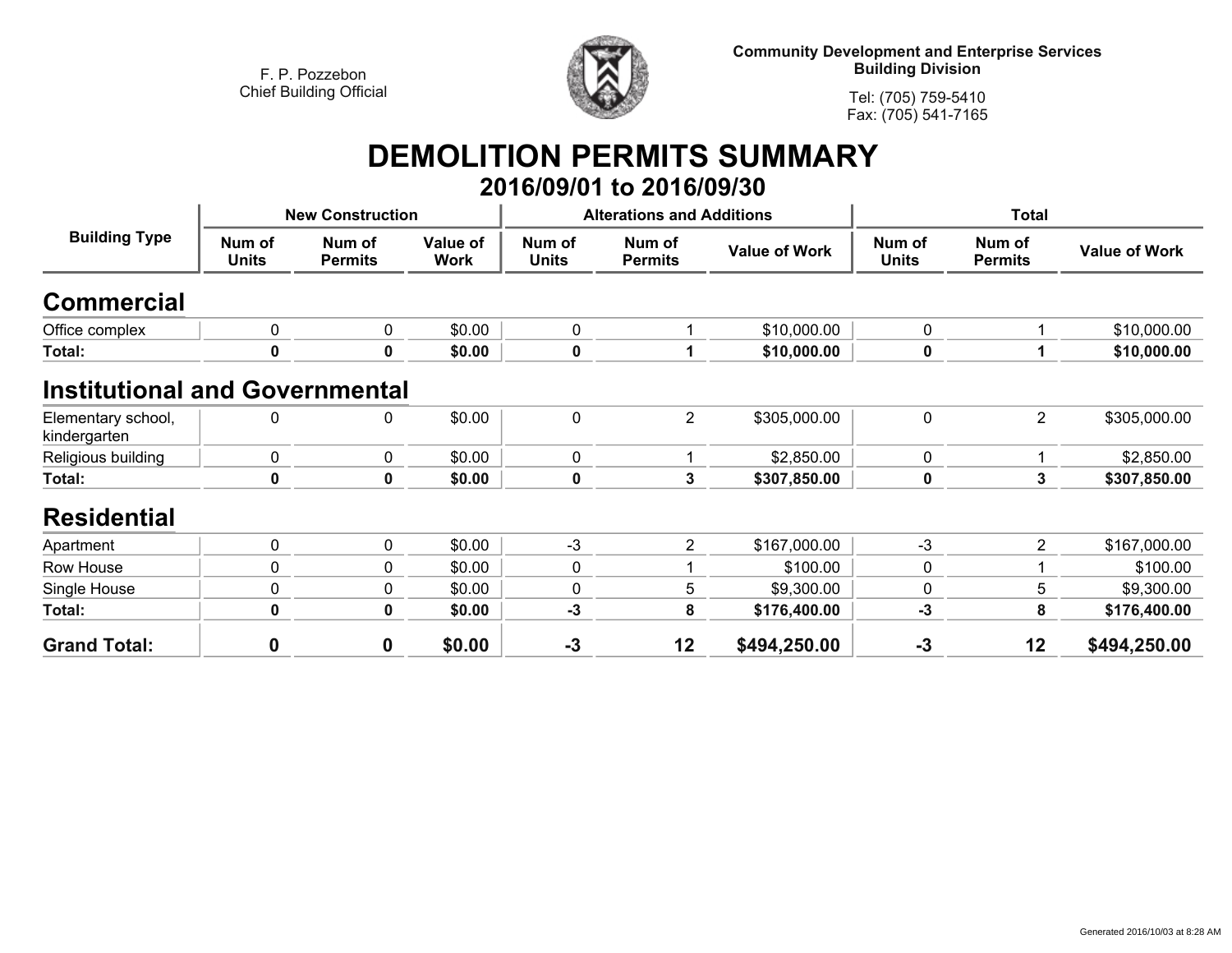F. P. Pozzebon
Chief Building Official

**Community Development and Enterprise Services**
**Building Division**

Tel: (705) 759-5410
Fax: (705) 541-7165

# DEMOLITION PERMITS SUMMARY

## 2016/09/01 to 2016/09/30

| Building Type | New Construction | | | Alterations and Additions | | | Total | | |
|---|---|---|---|---|---|---|---|---|---|
| | Num of Units | Num of Permits | Value of Work | Num of Units | Num of Permits | Value of Work | Num of Units | Num of Permits | Value of Work |
| **Commercial** | | | | | | | | | |
| Office complex | 0 | 0 | $0.00 | 0 | 1 | $10,000.00 | 0 | 1 | $10,000.00 |
| **Total:** | **0** | **0** | **$0.00** | **0** | **1** | **$10,000.00** | **0** | **1** | **$10,000.00** |
| **Institutional and Governmental** | | | | | | | | | |
| Elementary school, kindergarten | 0 | 0 | $0.00 | 0 | 2 | $305,000.00 | 0 | 2 | $305,000.00 |
| Religious building | 0 | 0 | $0.00 | 0 | 1 | $2,850.00 | 0 | 1 | $2,850.00 |
| **Total:** | **0** | **0** | **$0.00** | **0** | **3** | **$307,850.00** | **0** | **3** | **$307,850.00** |
| **Residential** | | | | | | | | | |
| Apartment | 0 | 0 | $0.00 | -3 | 2 | $167,000.00 | -3 | 2 | $167,000.00 |
| Row House | 0 | 0 | $0.00 | 0 | 1 | $100.00 | 0 | 1 | $100.00 |
| Single House | 0 | 0 | $0.00 | 0 | 5 | $9,300.00 | 0 | 5 | $9,300.00 |
| **Total:** | **0** | **0** | **$0.00** | **-3** | **8** | **$176,400.00** | **-3** | **8** | **$176,400.00** |
| **Grand Total:** | **0** | **0** | **$0.00** | **-3** | **12** | **$494,250.00** | **-3** | **12** | **$494,250.00** |

Generated 2016/10/03 at 8:28 AM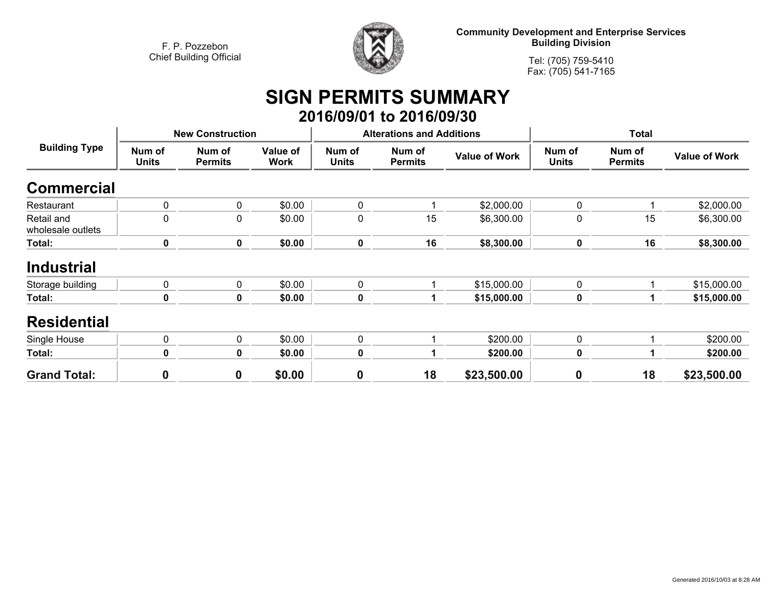F. P. Pozzebon
Chief Building Official

**Community Development and Enterprise Services**
**Building Division**

Tel: (705) 759-5410
Fax: (705) 541-7165

# SIGN PERMITS SUMMARY

## 2016/09/01 to 2016/09/30

| Building Type | New Construction | | | Alterations and Additions | | | Total | | |
|---|---|---|---|---|---|---|---|---|---|
| | Num of Units | Num of Permits | Value of Work | Num of Units | Num of Permits | Value of Work | Num of Units | Num of Permits | Value of Work |
| **Commercial** | | | | | | | | | |
| Restaurant | 0 | 0 | $0.00 | 0 | 1 | $2,000.00 | 0 | 1 | $2,000.00 |
| Retail and wholesale outlets | 0 | 0 | $0.00 | 0 | 15 | $6,300.00 | 0 | 15 | $6,300.00 |
| **Total:** | **0** | **0** | **$0.00** | **0** | **16** | **$8,300.00** | **0** | **16** | **$8,300.00** |
| **Industrial** | | | | | | | | | |
| Storage building | 0 | 0 | $0.00 | 0 | 1 | $15,000.00 | 0 | 1 | $15,000.00 |
| **Total:** | **0** | **0** | **$0.00** | **0** | **1** | **$15,000.00** | **0** | **1** | **$15,000.00** |
| **Residential** | | | | | | | | | |
| Single House | 0 | 0 | $0.00 | 0 | 1 | $200.00 | 0 | 1 | $200.00 |
| **Total:** | **0** | **0** | **$0.00** | **0** | **1** | **$200.00** | **0** | **1** | **$200.00** |
| **Grand Total:** | **0** | **0** | **$0.00** | **0** | **18** | **$23,500.00** | **0** | **18** | **$23,500.00** |

Generated 2016/10/03 at 8:28 AM